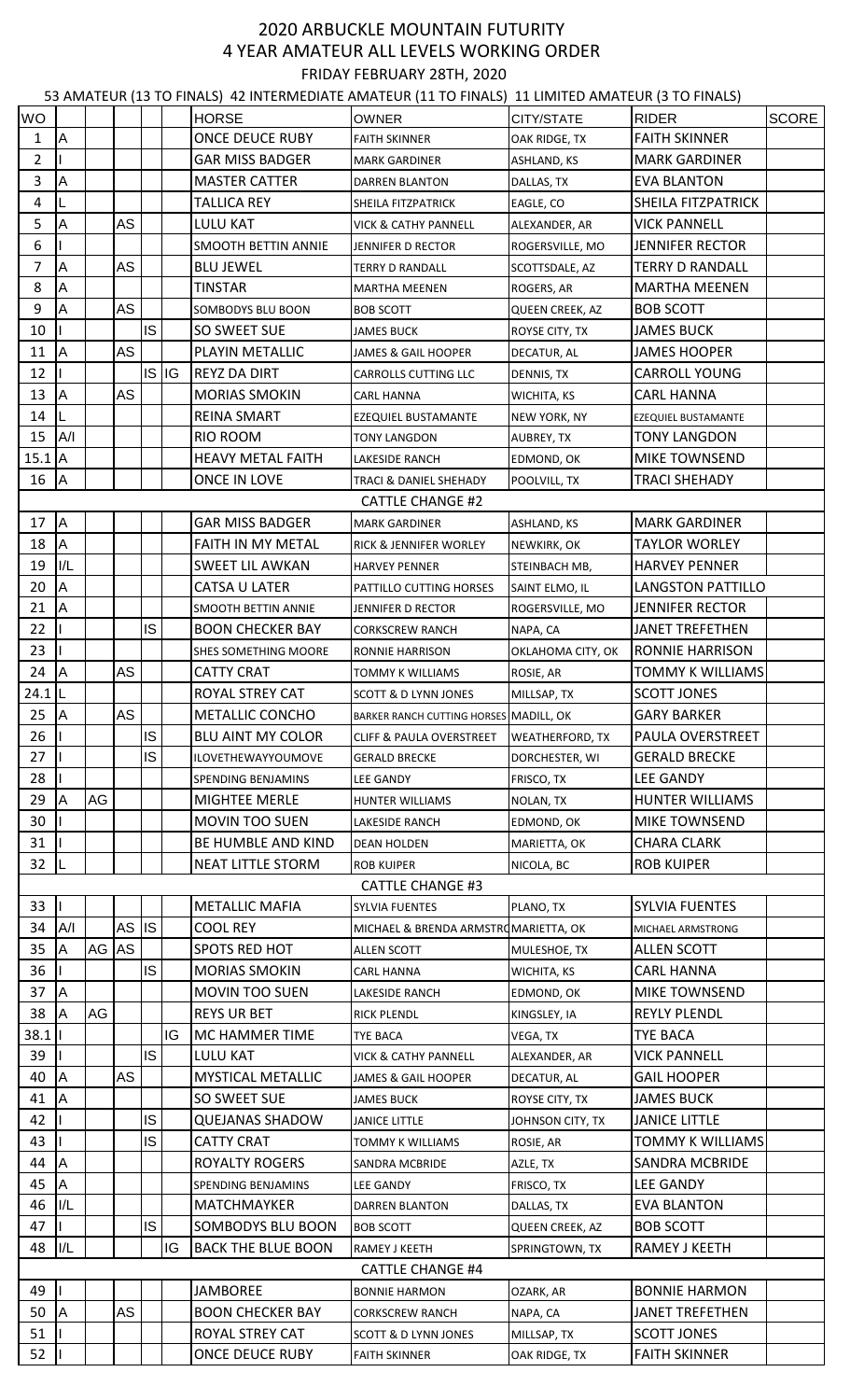# 2020 ARBUCKLE MOUNTAIN FUTURITY

## 4 YEAR AMATEUR ALL LEVELS WORKING ORDER

FRIDAY FEBRUARY 28TH, 2020

53 AMATEUR (13 TO FINALS) 42 INTERMEDIATE AMATEUR (11 TO FINALS) 11 LIMITED AMATEUR (3 TO FINALS)

| WO | | | | | | HORSE | OWNER | CITY/STATE | RIDER | SCORE |
|---|---|---|---|---|---|---|---|---|---|---|
| 1 | A | | | | | ONCE DEUCE RUBY | FAITH SKINNER | OAK RIDGE, TX | FAITH SKINNER | |
| 2 | I | | | | | GAR MISS BADGER | MARK GARDINER | ASHLAND, KS | MARK GARDINER | |
| 3 | A | | | | | MASTER CATTER | DARREN BLANTON | DALLAS, TX | EVA BLANTON | |
| 4 | L | | | | | TALLICA REY | SHEILA FITZPATRICK | EAGLE, CO | SHEILA FITZPATRICK | |
| 5 | A | | AS | | | LULU KAT | VICK & CATHY PANNELL | ALEXANDER, AR | VICK PANNELL | |
| 6 | I | | | | | SMOOTH BETTIN ANNIE | JENNIFER D RECTOR | ROGERSVILLE, MO | JENNIFER RECTOR | |
| 7 | A | | AS | | | BLU JEWEL | TERRY D RANDALL | SCOTTSDALE, AZ | TERRY D RANDALL | |
| 8 | A | | | | | TINSTAR | MARTHA MEENEN | ROGERS, AR | MARTHA MEENEN | |
| 9 | A | | AS | | | SOMBODYS BLU BOON | BOB SCOTT | QUEEN CREEK, AZ | BOB SCOTT | |
| 10 | I | | | IS | | SO SWEET SUE | JAMES BUCK | ROYSE CITY, TX | JAMES BUCK | |
| 11 | A | | AS | | | PLAYIN METALLIC | JAMES & GAIL HOOPER | DECATUR, AL | JAMES HOOPER | |
| 12 | I | | | IS | IG | REYZ DA DIRT | CARROLLS CUTTING LLC | DENNIS, TX | CARROLL YOUNG | |
| 13 | A | | AS | | | MORIAS SMOKIN | CARL HANNA | WICHITA, KS | CARL HANNA | |
| 14 | L | | | | | REINA SMART | EZEQUIEL BUSTAMANTE | NEW YORK, NY | EZEQUIEL BUSTAMANTE | |
| 15 | A/I | | | | | RIO ROOM | TONY LANGDON | AUBREY, TX | TONY LANGDON | |
| 15.1 | A | | | | | HEAVY METAL FAITH | LAKESIDE RANCH | EDMOND, OK | MIKE TOWNSEND | |
| 16 | A | | | | | ONCE IN LOVE | TRACI & DANIEL SHEHADY | POOLVILL, TX | TRACI SHEHADY | |
| | | | | | | CATTLE CHANGE #2 | | | | |
| 17 | A | | | | | GAR MISS BADGER | MARK GARDINER | ASHLAND, KS | MARK GARDINER | |
| 18 | A | | | | | FAITH IN MY METAL | RICK & JENNIFER WORLEY | NEWKIRK, OK | TAYLOR WORLEY | |
| 19 | I/L | | | | | SWEET LIL AWKAN | HARVEY PENNER | STEINBACH MB, | HARVEY PENNER | |
| 20 | A | | | | | CATSA U LATER | PATTILLO CUTTING HORSES | SAINT ELMO, IL | LANGSTON PATTILLO | |
| 21 | A | | | | | SMOOTH BETTIN ANNIE | JENNIFER D RECTOR | ROGERSVILLE, MO | JENNIFER RECTOR | |
| 22 | I | | | IS | | BOON CHECKER BAY | CORKSCREW RANCH | NAPA, CA | JANET TREFETHEN | |
| 23 | I | | | | | SHES SOMETHING MOORE | RONNIE HARRISON | OKLAHOMA CITY, OK | RONNIE HARRISON | |
| 24 | A | | AS | | | CATTY CRAT | TOMMY K WILLIAMS | ROSIE, AR | TOMMY K WILLIAMS | |
| 24.1 | L | | | | | ROYAL STREY CAT | SCOTT & D LYNN JONES | MILLSAP, TX | SCOTT JONES | |
| 25 | A | | AS | | | METALLIC CONCHO | BARKER RANCH CUTTING HORSES | MADILL, OK | GARY BARKER | |
| 26 | I | | | IS | | BLU AINT MY COLOR | CLIFF & PAULA OVERSTREET | WEATHERFORD, TX | PAULA OVERSTREET | |
| 27 | I | | | IS | | ILOVETHEWAYYOUMOVE | GERALD BRECKE | DORCHESTER, WI | GERALD BRECKE | |
| 28 | I | | | | | SPENDING BENJAMINS | LEE GANDY | FRISCO, TX | LEE GANDY | |
| 29 | A | AG | | | | MIGHTEE MERLE | HUNTER WILLIAMS | NOLAN, TX | HUNTER WILLIAMS | |
| 30 | I | | | | | MOVIN TOO SUEN | LAKESIDE RANCH | EDMOND, OK | MIKE TOWNSEND | |
| 31 | I | | | | | BE HUMBLE AND KIND | DEAN HOLDEN | MARIETTA, OK | CHARA CLARK | |
| 32 | L | | | | | NEAT LITTLE STORM | ROB KUIPER | NICOLA, BC | ROB KUIPER | |
| | | | | | | CATTLE CHANGE #3 | | | | |
| 33 | I | | | | | METALLIC MAFIA | SYLVIA FUENTES | PLANO, TX | SYLVIA FUENTES | |
| 34 | A/I | | AS | IS | | COOL REY | MICHAEL & BRENDA ARMSTRO | MARIETTA, OK | MICHAEL ARMSTRONG | |
| 35 | A | AG | AS | | | SPOTS RED HOT | ALLEN SCOTT | MULESHOE, TX | ALLEN SCOTT | |
| 36 | I | | | IS | | MORIAS SMOKIN | CARL HANNA | WICHITA, KS | CARL HANNA | |
| 37 | A | | | | | MOVIN TOO SUEN | LAKESIDE RANCH | EDMOND, OK | MIKE TOWNSEND | |
| 38 | A | AG | | | | REYS UR BET | RICK PLENDL | KINGSLEY, IA | REYLY PLENDL | |
| 38.1 | I | | | | IG | MC HAMMER TIME | TYE BACA | VEGA, TX | TYE BACA | |
| 39 | I | | | IS | | LULU KAT | VICK & CATHY PANNELL | ALEXANDER, AR | VICK PANNELL | |
| 40 | A | | AS | | | MYSTICAL METALLIC | JAMES & GAIL HOOPER | DECATUR, AL | GAIL HOOPER | |
| 41 | A | | | | | SO SWEET SUE | JAMES BUCK | ROYSE CITY, TX | JAMES BUCK | |
| 42 | I | | | IS | | QUEJANAS SHADOW | JANICE LITTLE | JOHNSON CITY, TX | JANICE LITTLE | |
| 43 | I | | | IS | | CATTY CRAT | TOMMY K WILLIAMS | ROSIE, AR | TOMMY K WILLIAMS | |
| 44 | A | | | | | ROYALTY ROGERS | SANDRA MCBRIDE | AZLE, TX | SANDRA MCBRIDE | |
| 45 | A | | | | | SPENDING BENJAMINS | LEE GANDY | FRISCO, TX | LEE GANDY | |
| 46 | I/L | | | | | MATCHMAYKER | DARREN BLANTON | DALLAS, TX | EVA BLANTON | |
| 47 | I | | | IS | | SOMBODYS BLU BOON | BOB SCOTT | QUEEN CREEK, AZ | BOB SCOTT | |
| 48 | I/L | | | | IG | BACK THE BLUE BOON | RAMEY J KEETH | SPRINGTOWN, TX | RAMEY J KEETH | |
| | | | | | | CATTLE CHANGE #4 | | | | |
| 49 | I | | | | | JAMBOREE | BONNIE HARMON | OZARK, AR | BONNIE HARMON | |
| 50 | A | | AS | | | BOON CHECKER BAY | CORKSCREW RANCH | NAPA, CA | JANET TREFETHEN | |
| 51 | I | | | | | ROYAL STREY CAT | SCOTT & D LYNN JONES | MILLSAP, TX | SCOTT JONES | |
| 52 | I | | | | | ONCE DEUCE RUBY | FAITH SKINNER | OAK RIDGE, TX | FAITH SKINNER | |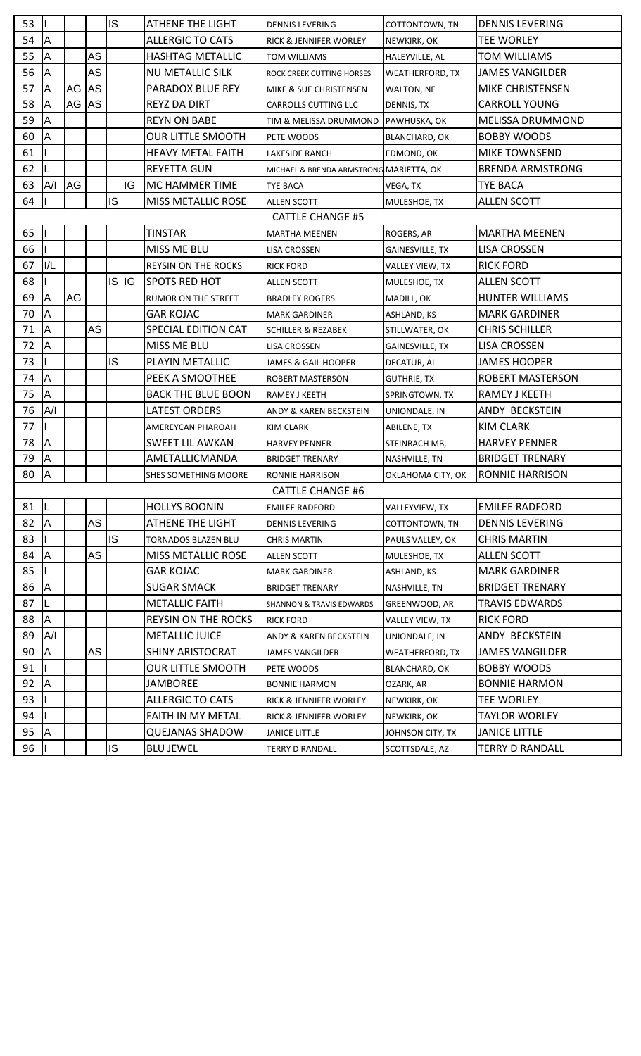| | | | | | | | | | | |
|---|---|---|---|---|---|---|---|---|---|---|
| 53 | I | | | IS | | ATHENE THE LIGHT | DENNIS LEVERING | COTTONTOWN, TN | DENNIS LEVERING | |
| 54 | A | | | | | ALLERGIC TO CATS | RICK & JENNIFER WORLEY | NEWKIRK, OK | TEE WORLEY | |
| 55 | A | | AS | | | HASHTAG METALLIC | TOM WILLIAMS | HALEYVILLE, AL | TOM WILLIAMS | |
| 56 | A | | AS | | | NU METALLIC SILK | ROCK CREEK CUTTING HORSES | WEATHERFORD, TX | JAMES VANGILDER | |
| 57 | A | AG | AS | | | PARADOX BLUE REY | MIKE & SUE CHRISTENSEN | WALTON, NE | MIKE CHRISTENSEN | |
| 58 | A | AG | AS | | | REYZ DA DIRT | CARROLLS CUTTING LLC | DENNIS, TX | CARROLL YOUNG | |
| 59 | A | | | | | REYN ON BABE | TIM & MELISSA DRUMMOND | PAWHUSKA, OK | MELISSA DRUMMOND | |
| 60 | A | | | | | OUR LITTLE SMOOTH | PETE WOODS | BLANCHARD, OK | BOBBY WOODS | |
| 61 | I | | | | | HEAVY METAL FAITH | LAKESIDE RANCH | EDMOND, OK | MIKE TOWNSEND | |
| 62 | L | | | | | REYETTA GUN | MICHAEL & BRENDA ARMSTRONG | MARIETTA, OK | BRENDA ARMSTRONG | |
| 63 | A/I | AG | | | IG | MC HAMMER TIME | TYE BACA | VEGA, TX | TYE BACA | |
| 64 | I | | | IS | | MISS METALLIC ROSE | ALLEN SCOTT | MULESHOE, TX | ALLEN SCOTT | |
| | | | | | | | CATTLE CHANGE #5 | | | |
| 65 | I | | | | | TINSTAR | MARTHA MEENEN | ROGERS, AR | MARTHA MEENEN | |
| 66 | I | | | | | MISS ME BLU | LISA CROSSEN | GAINESVILLE, TX | LISA CROSSEN | |
| 67 | I/L | | | | | REYSIN ON THE ROCKS | RICK FORD | VALLEY VIEW, TX | RICK FORD | |
| 68 | I | | | IS | IG | SPOTS RED HOT | ALLEN SCOTT | MULESHOE, TX | ALLEN SCOTT | |
| 69 | A | AG | | | | RUMOR ON THE STREET | BRADLEY ROGERS | MADILL, OK | HUNTER WILLIAMS | |
| 70 | A | | | | | GAR KOJAC | MARK GARDINER | ASHLAND, KS | MARK GARDINER | |
| 71 | A | | AS | | | SPECIAL EDITION CAT | SCHILLER & REZABEK | STILLWATER, OK | CHRIS SCHILLER | |
| 72 | A | | | | | MISS ME BLU | LISA CROSSEN | GAINESVILLE, TX | LISA CROSSEN | |
| 73 | I | | | IS | | PLAYIN METALLIC | JAMES & GAIL HOOPER | DECATUR, AL | JAMES HOOPER | |
| 74 | A | | | | | PEEK A SMOOTHEE | ROBERT MASTERSON | GUTHRIE, TX | ROBERT MASTERSON | |
| 75 | A | | | | | BACK THE BLUE BOON | RAMEY J KEETH | SPRINGTOWN, TX | RAMEY J KEETH | |
| 76 | A/I | | | | | LATEST ORDERS | ANDY & KAREN BECKSTEIN | UNIONDALE, IN | ANDY BECKSTEIN | |
| 77 | I | | | | | AMEREYCAN PHAROAH | KIM CLARK | ABILENE, TX | KIM CLARK | |
| 78 | A | | | | | SWEET LIL AWKAN | HARVEY PENNER | STEINBACH MB, | HARVEY PENNER | |
| 79 | A | | | | | AMETALLICMANDA | BRIDGET TRENARY | NASHVILLE, TN | BRIDGET TRENARY | |
| 80 | A | | | | | SHES SOMETHING MOORE | RONNIE HARRISON | OKLAHOMA CITY, OK | RONNIE HARRISON | |
| | | | | | | | CATTLE CHANGE #6 | | | |
| 81 | L | | | | | HOLLYS BOONIN | EMILEE RADFORD | VALLEYVIEW, TX | EMILEE RADFORD | |
| 82 | A | | AS | | | ATHENE THE LIGHT | DENNIS LEVERING | COTTONTOWN, TN | DENNIS LEVERING | |
| 83 | I | | | IS | | TORNADOS BLAZEN BLU | CHRIS MARTIN | PAULS VALLEY, OK | CHRIS MARTIN | |
| 84 | A | | AS | | | MISS METALLIC ROSE | ALLEN SCOTT | MULESHOE, TX | ALLEN SCOTT | |
| 85 | I | | | | | GAR KOJAC | MARK GARDINER | ASHLAND, KS | MARK GARDINER | |
| 86 | A | | | | | SUGAR SMACK | BRIDGET TRENARY | NASHVILLE, TN | BRIDGET TRENARY | |
| 87 | L | | | | | METALLIC FAITH | SHANNON & TRAVIS EDWARDS | GREENWOOD, AR | TRAVIS EDWARDS | |
| 88 | A | | | | | REYSIN ON THE ROCKS | RICK FORD | VALLEY VIEW, TX | RICK FORD | |
| 89 | A/I | | | | | METALLIC JUICE | ANDY & KAREN BECKSTEIN | UNIONDALE, IN | ANDY BECKSTEIN | |
| 90 | A | | AS | | | SHINY ARISTOCRAT | JAMES VANGILDER | WEATHERFORD, TX | JAMES VANGILDER | |
| 91 | I | | | | | OUR LITTLE SMOOTH | PETE WOODS | BLANCHARD, OK | BOBBY WOODS | |
| 92 | A | | | | | JAMBOREE | BONNIE HARMON | OZARK, AR | BONNIE HARMON | |
| 93 | I | | | | | ALLERGIC TO CATS | RICK & JENNIFER WORLEY | NEWKIRK, OK | TEE WORLEY | |
| 94 | I | | | | | FAITH IN MY METAL | RICK & JENNIFER WORLEY | NEWKIRK, OK | TAYLOR WORLEY | |
| 95 | A | | | | | QUEJANAS SHADOW | JANICE LITTLE | JOHNSON CITY, TX | JANICE LITTLE | |
| 96 | I | | | IS | | BLU JEWEL | TERRY D RANDALL | SCOTTSDALE, AZ | TERRY D RANDALL | |